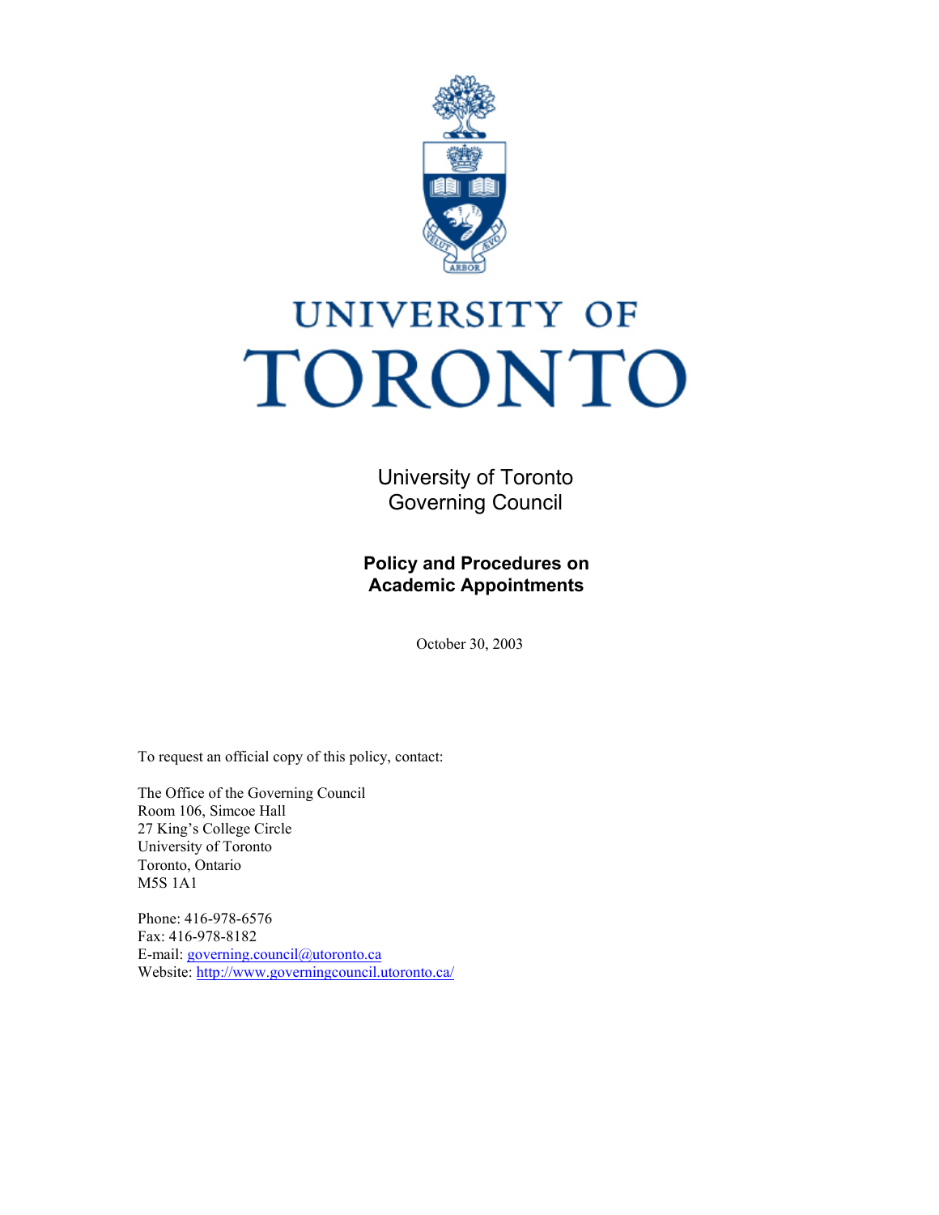# UNIVERSITY OF TORONTO

University of Toronto
Governing Council

## Policy and Procedures on Academic Appointments

October 30, 2003

To request an official copy of this policy, contact:

The Office of the Governing Council
Room 106, Simcoe Hall
27 King's College Circle
University of Toronto
Toronto, Ontario
M5S 1A1

Phone: 416-978-6576
Fax: 416-978-8182
E-mail: governing.council@utoronto.ca
Website: http://www.governingcouncil.utoronto.ca/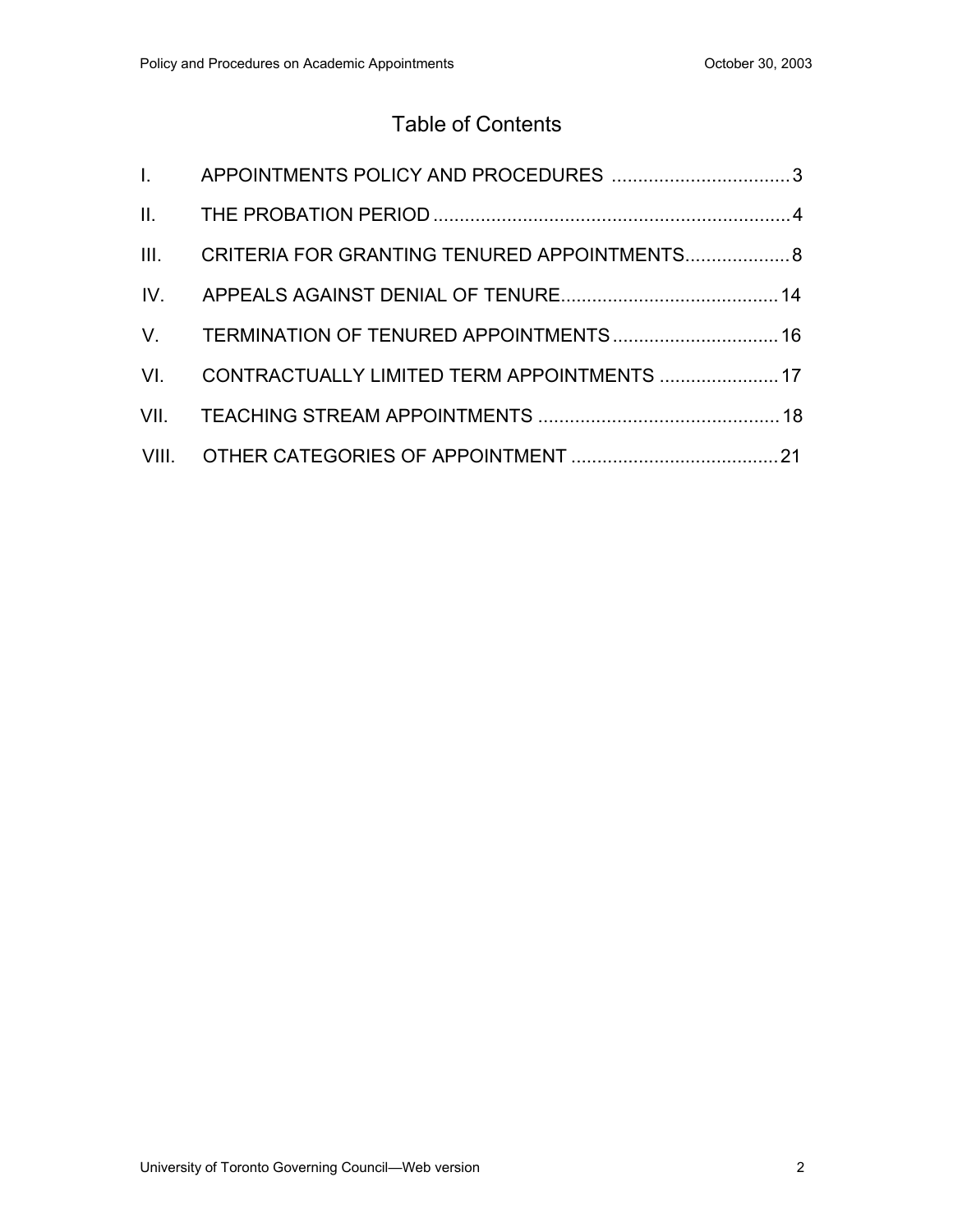# Table of Contents

I. APPOINTMENTS POLICY AND PROCEDURES .................................. 3

II. THE PROBATION PERIOD .................................................................... 4

III. CRITERIA FOR GRANTING TENURED APPOINTMENTS.................... 8

IV. APPEALS AGAINST DENIAL OF TENURE.......................................... 14

V. TERMINATION OF TENURED APPOINTMENTS ................................ 16

VI. CONTRACTUALLY LIMITED TERM APPOINTMENTS ....................... 17

VII. TEACHING STREAM APPOINTMENTS .............................................. 18

VIII. OTHER CATEGORIES OF APPOINTMENT ........................................ 21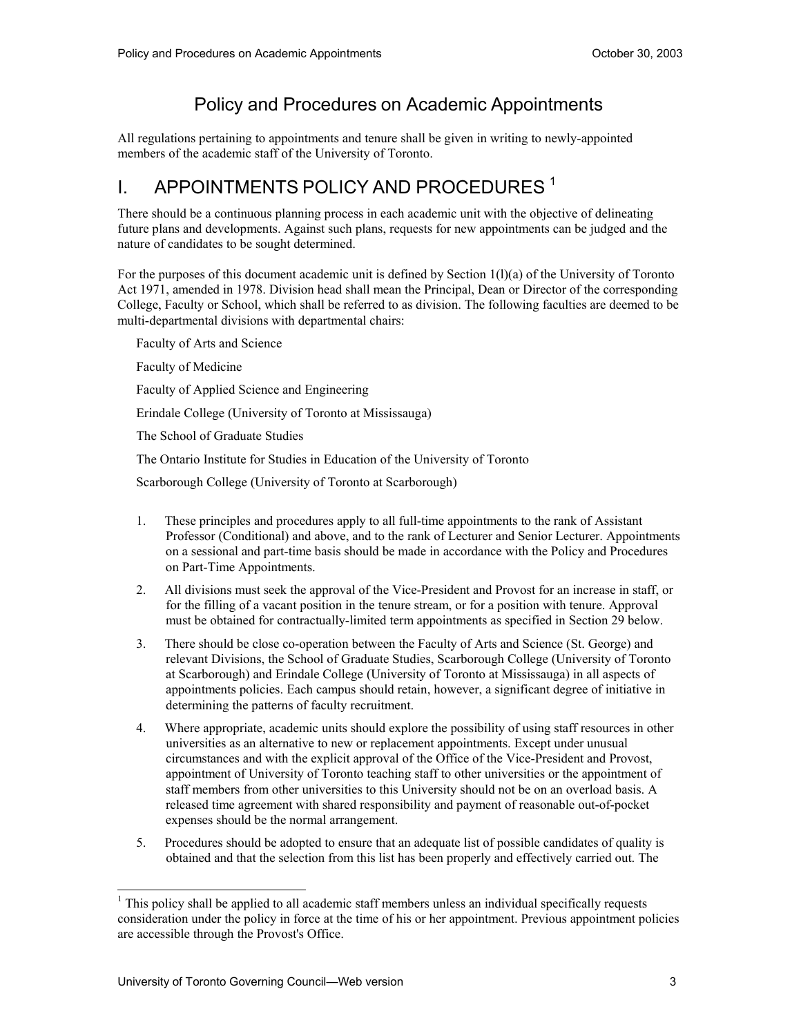# Policy and Procedures on Academic Appointments

All regulations pertaining to appointments and tenure shall be given in writing to newly-appointed members of the academic staff of the University of Toronto.

## I. APPOINTMENTS POLICY AND PROCEDURES [1]

There should be a continuous planning process in each academic unit with the objective of delineating future plans and developments. Against such plans, requests for new appointments can be judged and the nature of candidates to be sought determined.

For the purposes of this document academic unit is defined by Section 1(l)(a) of the University of Toronto Act 1971, amended in 1978. Division head shall mean the Principal, Dean or Director of the corresponding College, Faculty or School, which shall be referred to as division. The following faculties are deemed to be multi-departmental divisions with departmental chairs:

Faculty of Arts and Science

Faculty of Medicine

Faculty of Applied Science and Engineering

Erindale College (University of Toronto at Mississauga)

The School of Graduate Studies

The Ontario Institute for Studies in Education of the University of Toronto

Scarborough College (University of Toronto at Scarborough)

1. These principles and procedures apply to all full-time appointments to the rank of Assistant Professor (Conditional) and above, and to the rank of Lecturer and Senior Lecturer. Appointments on a sessional and part-time basis should be made in accordance with the Policy and Procedures on Part-Time Appointments.

2. All divisions must seek the approval of the Vice-President and Provost for an increase in staff, or for the filling of a vacant position in the tenure stream, or for a position with tenure. Approval must be obtained for contractually-limited term appointments as specified in Section 29 below.

3. There should be close co-operation between the Faculty of Arts and Science (St. George) and relevant Divisions, the School of Graduate Studies, Scarborough College (University of Toronto at Scarborough) and Erindale College (University of Toronto at Mississauga) in all aspects of appointments policies. Each campus should retain, however, a significant degree of initiative in determining the patterns of faculty recruitment.

4. Where appropriate, academic units should explore the possibility of using staff resources in other universities as an alternative to new or replacement appointments. Except under unusual circumstances and with the explicit approval of the Office of the Vice-President and Provost, appointment of University of Toronto teaching staff to other universities or the appointment of staff members from other universities to this University should not be on an overload basis. A released time agreement with shared responsibility and payment of reasonable out-of-pocket expenses should be the normal arrangement.

5. Procedures should be adopted to ensure that an adequate list of possible candidates of quality is obtained and that the selection from this list has been properly and effectively carried out. The

[1] This policy shall be applied to all academic staff members unless an individual specifically requests consideration under the policy in force at the time of his or her appointment. Previous appointment policies are accessible through the Provost's Office.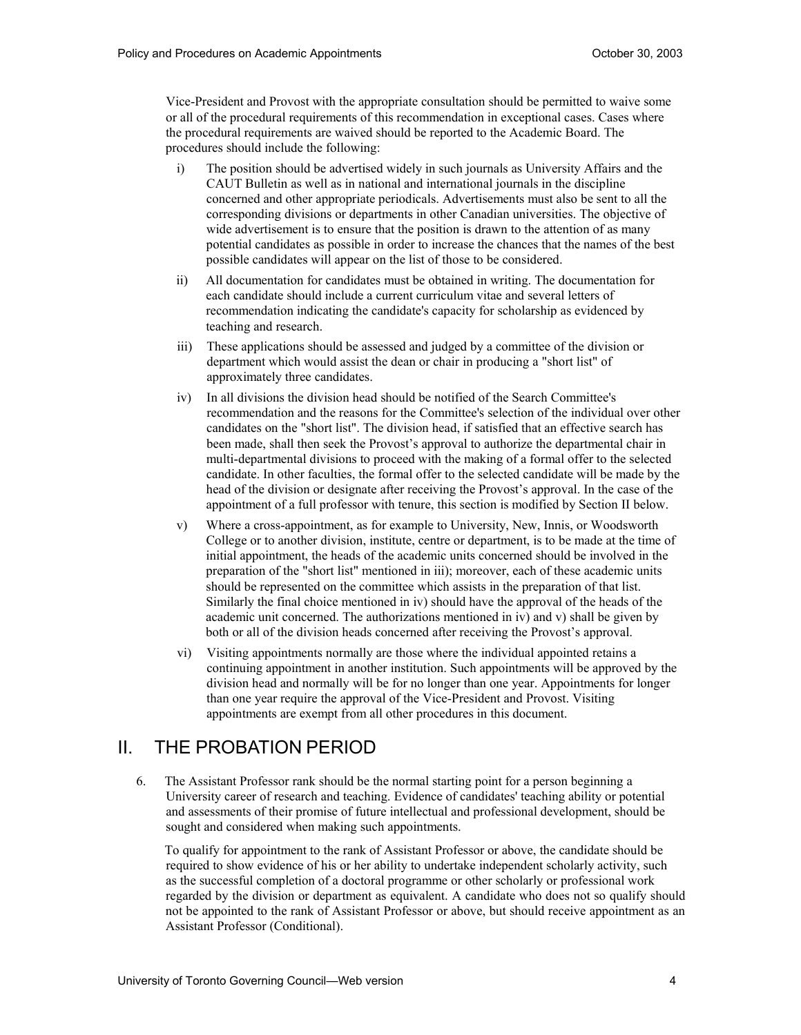Vice-President and Provost with the appropriate consultation should be permitted to waive some or all of the procedural requirements of this recommendation in exceptional cases. Cases where the procedural requirements are waived should be reported to the Academic Board. The procedures should include the following:

i) The position should be advertised widely in such journals as University Affairs and the CAUT Bulletin as well as in national and international journals in the discipline concerned and other appropriate periodicals. Advertisements must also be sent to all the corresponding divisions or departments in other Canadian universities. The objective of wide advertisement is to ensure that the position is drawn to the attention of as many potential candidates as possible in order to increase the chances that the names of the best possible candidates will appear on the list of those to be considered.

ii) All documentation for candidates must be obtained in writing. The documentation for each candidate should include a current curriculum vitae and several letters of recommendation indicating the candidate's capacity for scholarship as evidenced by teaching and research.

iii) These applications should be assessed and judged by a committee of the division or department which would assist the dean or chair in producing a "short list" of approximately three candidates.

iv) In all divisions the division head should be notified of the Search Committee's recommendation and the reasons for the Committee's selection of the individual over other candidates on the "short list". The division head, if satisfied that an effective search has been made, shall then seek the Provost's approval to authorize the departmental chair in multi-departmental divisions to proceed with the making of a formal offer to the selected candidate. In other faculties, the formal offer to the selected candidate will be made by the head of the division or designate after receiving the Provost's approval. In the case of the appointment of a full professor with tenure, this section is modified by Section II below.

v) Where a cross-appointment, as for example to University, New, Innis, or Woodsworth College or to another division, institute, centre or department, is to be made at the time of initial appointment, the heads of the academic units concerned should be involved in the preparation of the "short list" mentioned in iii); moreover, each of these academic units should be represented on the committee which assists in the preparation of that list. Similarly the final choice mentioned in iv) should have the approval of the heads of the academic unit concerned. The authorizations mentioned in iv) and v) shall be given by both or all of the division heads concerned after receiving the Provost's approval.

vi) Visiting appointments normally are those where the individual appointed retains a continuing appointment in another institution. Such appointments will be approved by the division head and normally will be for no longer than one year. Appointments for longer than one year require the approval of the Vice-President and Provost. Visiting appointments are exempt from all other procedures in this document.

# II. THE PROBATION PERIOD

6. The Assistant Professor rank should be the normal starting point for a person beginning a University career of research and teaching. Evidence of candidates' teaching ability or potential and assessments of their promise of future intellectual and professional development, should be sought and considered when making such appointments.

   To qualify for appointment to the rank of Assistant Professor or above, the candidate should be required to show evidence of his or her ability to undertake independent scholarly activity, such as the successful completion of a doctoral programme or other scholarly or professional work regarded by the division or department as equivalent. A candidate who does not so qualify should not be appointed to the rank of Assistant Professor or above, but should receive appointment as an Assistant Professor (Conditional).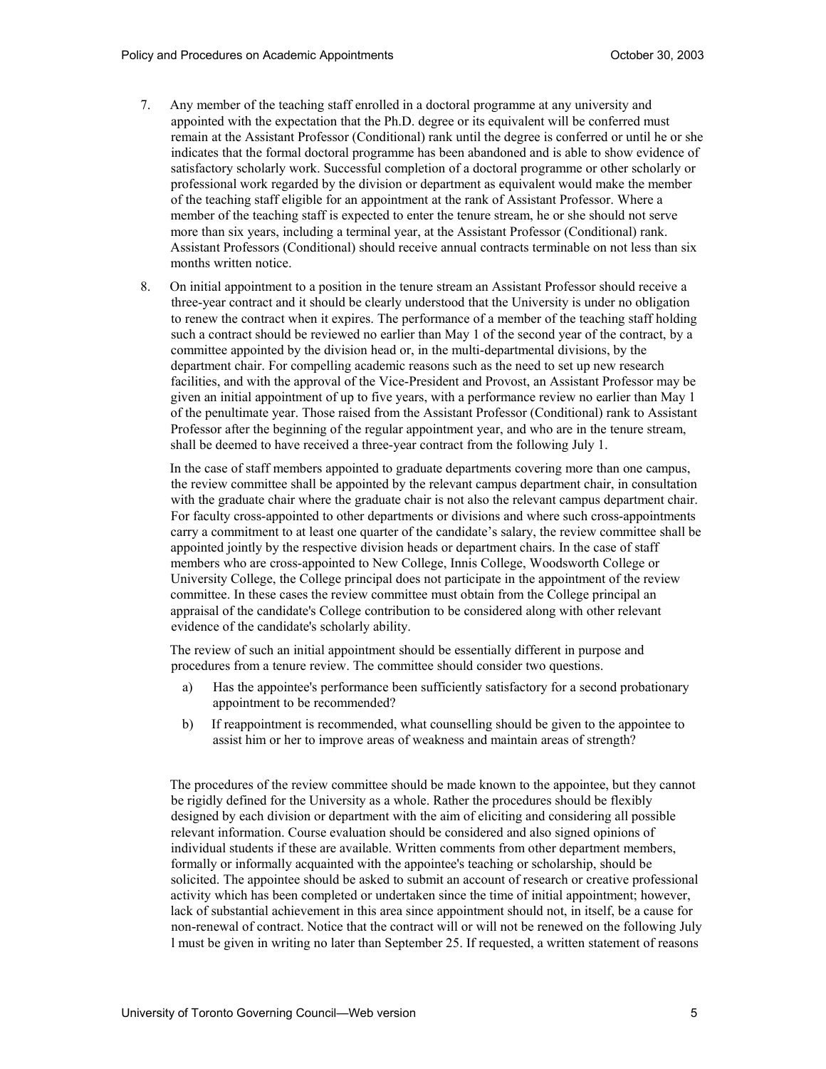7. Any member of the teaching staff enrolled in a doctoral programme at any university and appointed with the expectation that the Ph.D. degree or its equivalent will be conferred must remain at the Assistant Professor (Conditional) rank until the degree is conferred or until he or she indicates that the formal doctoral programme has been abandoned and is able to show evidence of satisfactory scholarly work. Successful completion of a doctoral programme or other scholarly or professional work regarded by the division or department as equivalent would make the member of the teaching staff eligible for an appointment at the rank of Assistant Professor. Where a member of the teaching staff is expected to enter the tenure stream, he or she should not serve more than six years, including a terminal year, at the Assistant Professor (Conditional) rank. Assistant Professors (Conditional) should receive annual contracts terminable on not less than six months written notice.

8. On initial appointment to a position in the tenure stream an Assistant Professor should receive a three-year contract and it should be clearly understood that the University is under no obligation to renew the contract when it expires. The performance of a member of the teaching staff holding such a contract should be reviewed no earlier than May 1 of the second year of the contract, by a committee appointed by the division head or, in the multi-departmental divisions, by the department chair. For compelling academic reasons such as the need to set up new research facilities, and with the approval of the Vice-President and Provost, an Assistant Professor may be given an initial appointment of up to five years, with a performance review no earlier than May 1 of the penultimate year. Those raised from the Assistant Professor (Conditional) rank to Assistant Professor after the beginning of the regular appointment year, and who are in the tenure stream, shall be deemed to have received a three-year contract from the following July 1.

   In the case of staff members appointed to graduate departments covering more than one campus, the review committee shall be appointed by the relevant campus department chair, in consultation with the graduate chair where the graduate chair is not also the relevant campus department chair. For faculty cross-appointed to other departments or divisions and where such cross-appointments carry a commitment to at least one quarter of the candidate's salary, the review committee shall be appointed jointly by the respective division heads or department chairs. In the case of staff members who are cross-appointed to New College, Innis College, Woodsworth College or University College, the College principal does not participate in the appointment of the review committee. In these cases the review committee must obtain from the College principal an appraisal of the candidate's College contribution to be considered along with other relevant evidence of the candidate's scholarly ability.

   The review of such an initial appointment should be essentially different in purpose and procedures from a tenure review. The committee should consider two questions.

   a) Has the appointee's performance been sufficiently satisfactory for a second probationary appointment to be recommended?

   b) If reappointment is recommended, what counselling should be given to the appointee to assist him or her to improve areas of weakness and maintain areas of strength?

   The procedures of the review committee should be made known to the appointee, but they cannot be rigidly defined for the University as a whole. Rather the procedures should be flexibly designed by each division or department with the aim of eliciting and considering all possible relevant information. Course evaluation should be considered and also signed opinions of individual students if these are available. Written comments from other department members, formally or informally acquainted with the appointee's teaching or scholarship, should be solicited. The appointee should be asked to submit an account of research or creative professional activity which has been completed or undertaken since the time of initial appointment; however, lack of substantial achievement in this area since appointment should not, in itself, be a cause for non-renewal of contract. Notice that the contract will or will not be renewed on the following July 1 must be given in writing no later than September 25. If requested, a written statement of reasons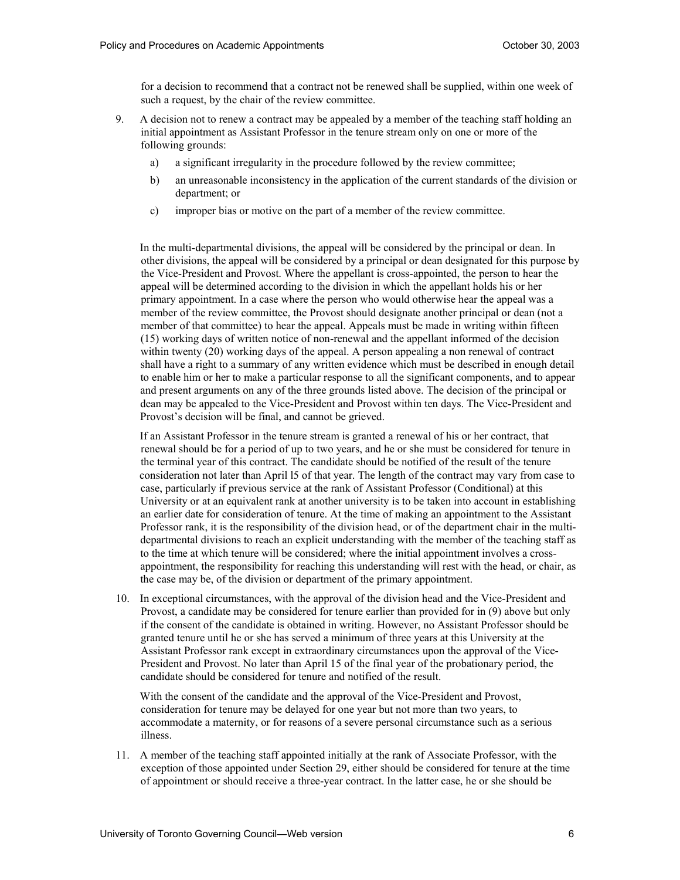for a decision to recommend that a contract not be renewed shall be supplied, within one week of such a request, by the chair of the review committee.

9. A decision not to renew a contract may be appealed by a member of the teaching staff holding an initial appointment as Assistant Professor in the tenure stream only on one or more of the following grounds:

   a) a significant irregularity in the procedure followed by the review committee;

   b) an unreasonable inconsistency in the application of the current standards of the division or department; or

   c) improper bias or motive on the part of a member of the review committee.

   In the multi-departmental divisions, the appeal will be considered by the principal or dean. In other divisions, the appeal will be considered by a principal or dean designated for this purpose by the Vice-President and Provost. Where the appellant is cross-appointed, the person to hear the appeal will be determined according to the division in which the appellant holds his or her primary appointment. In a case where the person who would otherwise hear the appeal was a member of the review committee, the Provost should designate another principal or dean (not a member of that committee) to hear the appeal. Appeals must be made in writing within fifteen (15) working days of written notice of non-renewal and the appellant informed of the decision within twenty (20) working days of the appeal. A person appealing a non renewal of contract shall have a right to a summary of any written evidence which must be described in enough detail to enable him or her to make a particular response to all the significant components, and to appear and present arguments on any of the three grounds listed above. The decision of the principal or dean may be appealed to the Vice-President and Provost within ten days. The Vice-President and Provost's decision will be final, and cannot be grieved.

   If an Assistant Professor in the tenure stream is granted a renewal of his or her contract, that renewal should be for a period of up to two years, and he or she must be considered for tenure in the terminal year of this contract. The candidate should be notified of the result of the tenure consideration not later than April l5 of that year. The length of the contract may vary from case to case, particularly if previous service at the rank of Assistant Professor (Conditional) at this University or at an equivalent rank at another university is to be taken into account in establishing an earlier date for consideration of tenure. At the time of making an appointment to the Assistant Professor rank, it is the responsibility of the division head, or of the department chair in the multi-departmental divisions to reach an explicit understanding with the member of the teaching staff as to the time at which tenure will be considered; where the initial appointment involves a cross-appointment, the responsibility for reaching this understanding will rest with the head, or chair, as the case may be, of the division or department of the primary appointment.

10. In exceptional circumstances, with the approval of the division head and the Vice-President and Provost, a candidate may be considered for tenure earlier than provided for in (9) above but only if the consent of the candidate is obtained in writing. However, no Assistant Professor should be granted tenure until he or she has served a minimum of three years at this University at the Assistant Professor rank except in extraordinary circumstances upon the approval of the Vice-President and Provost. No later than April 15 of the final year of the probationary period, the candidate should be considered for tenure and notified of the result.

    With the consent of the candidate and the approval of the Vice-President and Provost, consideration for tenure may be delayed for one year but not more than two years, to accommodate a maternity, or for reasons of a severe personal circumstance such as a serious illness.

11. A member of the teaching staff appointed initially at the rank of Associate Professor, with the exception of those appointed under Section 29, either should be considered for tenure at the time of appointment or should receive a three-year contract. In the latter case, he or she should be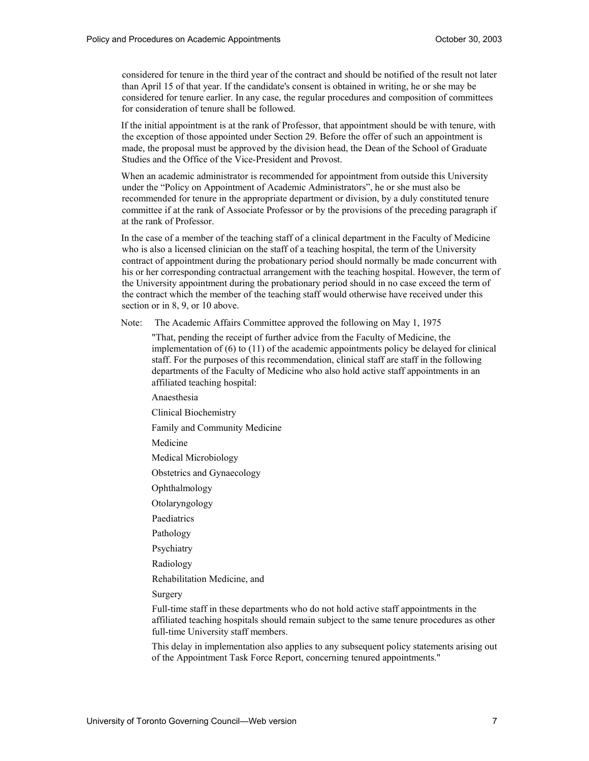considered for tenure in the third year of the contract and should be notified of the result not later than April 15 of that year. If the candidate's consent is obtained in writing, he or she may be considered for tenure earlier. In any case, the regular procedures and composition of committees for consideration of tenure shall be followed.

If the initial appointment is at the rank of Professor, that appointment should be with tenure, with the exception of those appointed under Section 29. Before the offer of such an appointment is made, the proposal must be approved by the division head, the Dean of the School of Graduate Studies and the Office of the Vice-President and Provost.

When an academic administrator is recommended for appointment from outside this University under the "Policy on Appointment of Academic Administrators", he or she must also be recommended for tenure in the appropriate department or division, by a duly constituted tenure committee if at the rank of Associate Professor or by the provisions of the preceding paragraph if at the rank of Professor.

In the case of a member of the teaching staff of a clinical department in the Faculty of Medicine who is also a licensed clinician on the staff of a teaching hospital, the term of the University contract of appointment during the probationary period should normally be made concurrent with his or her corresponding contractual arrangement with the teaching hospital. However, the term of the University appointment during the probationary period should in no case exceed the term of the contract which the member of the teaching staff would otherwise have received under this section or in 8, 9, or 10 above.

Note: The Academic Affairs Committee approved the following on May 1, 1975

"That, pending the receipt of further advice from the Faculty of Medicine, the implementation of (6) to (11) of the academic appointments policy be delayed for clinical staff. For the purposes of this recommendation, clinical staff are staff in the following departments of the Faculty of Medicine who also hold active staff appointments in an affiliated teaching hospital:

Anaesthesia

Clinical Biochemistry

Family and Community Medicine

Medicine

Medical Microbiology

Obstetrics and Gynaecology

Ophthalmology

Otolaryngology

Paediatrics

Pathology

Psychiatry

Radiology

Rehabilitation Medicine, and

Surgery

Full-time staff in these departments who do not hold active staff appointments in the affiliated teaching hospitals should remain subject to the same tenure procedures as other full-time University staff members.

This delay in implementation also applies to any subsequent policy statements arising out of the Appointment Task Force Report, concerning tenured appointments."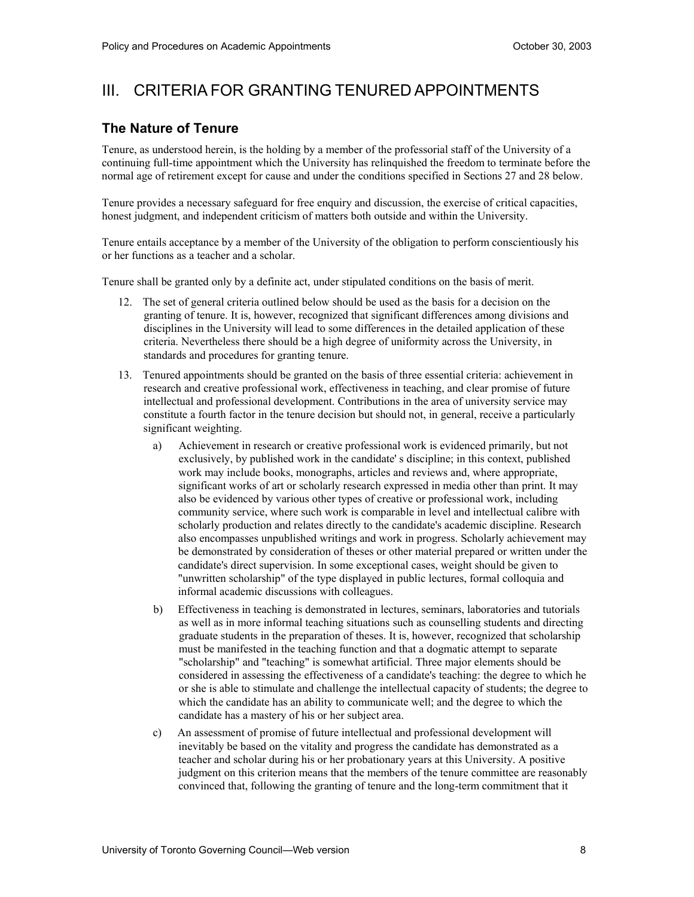# III. CRITERIA FOR GRANTING TENURED APPOINTMENTS

## The Nature of Tenure

Tenure, as understood herein, is the holding by a member of the professorial staff of the University of a continuing full-time appointment which the University has relinquished the freedom to terminate before the normal age of retirement except for cause and under the conditions specified in Sections 27 and 28 below.

Tenure provides a necessary safeguard for free enquiry and discussion, the exercise of critical capacities, honest judgment, and independent criticism of matters both outside and within the University.

Tenure entails acceptance by a member of the University of the obligation to perform conscientiously his or her functions as a teacher and a scholar.

Tenure shall be granted only by a definite act, under stipulated conditions on the basis of merit.

12. The set of general criteria outlined below should be used as the basis for a decision on the granting of tenure. It is, however, recognized that significant differences among divisions and disciplines in the University will lead to some differences in the detailed application of these criteria. Nevertheless there should be a high degree of uniformity across the University, in standards and procedures for granting tenure.

13. Tenured appointments should be granted on the basis of three essential criteria: achievement in research and creative professional work, effectiveness in teaching, and clear promise of future intellectual and professional development. Contributions in the area of university service may constitute a fourth factor in the tenure decision but should not, in general, receive a particularly significant weighting.

    a) Achievement in research or creative professional work is evidenced primarily, but not exclusively, by published work in the candidate' s discipline; in this context, published work may include books, monographs, articles and reviews and, where appropriate, significant works of art or scholarly research expressed in media other than print. It may also be evidenced by various other types of creative or professional work, including community service, where such work is comparable in level and intellectual calibre with scholarly production and relates directly to the candidate's academic discipline. Research also encompasses unpublished writings and work in progress. Scholarly achievement may be demonstrated by consideration of theses or other material prepared or written under the candidate's direct supervision. In some exceptional cases, weight should be given to "unwritten scholarship" of the type displayed in public lectures, formal colloquia and informal academic discussions with colleagues.

    b) Effectiveness in teaching is demonstrated in lectures, seminars, laboratories and tutorials as well as in more informal teaching situations such as counselling students and directing graduate students in the preparation of theses. It is, however, recognized that scholarship must be manifested in the teaching function and that a dogmatic attempt to separate "scholarship" and "teaching" is somewhat artificial. Three major elements should be considered in assessing the effectiveness of a candidate's teaching: the degree to which he or she is able to stimulate and challenge the intellectual capacity of students; the degree to which the candidate has an ability to communicate well; and the degree to which the candidate has a mastery of his or her subject area.

    c) An assessment of promise of future intellectual and professional development will inevitably be based on the vitality and progress the candidate has demonstrated as a teacher and scholar during his or her probationary years at this University. A positive judgment on this criterion means that the members of the tenure committee are reasonably convinced that, following the granting of tenure and the long-term commitment that it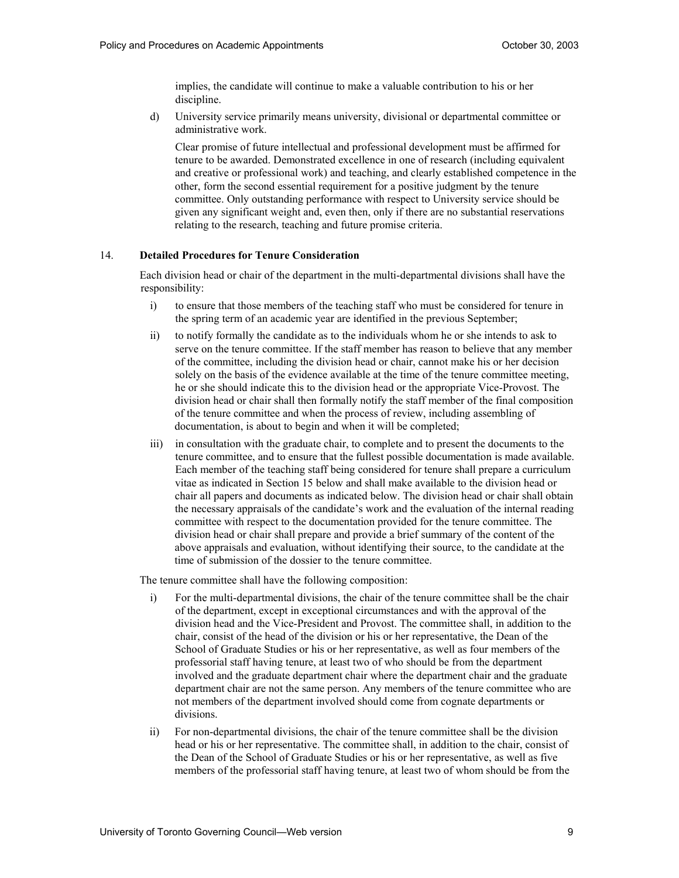implies, the candidate will continue to make a valuable contribution to his or her discipline.

d) University service primarily means university, divisional or departmental committee or administrative work.

   Clear promise of future intellectual and professional development must be affirmed for tenure to be awarded. Demonstrated excellence in one of research (including equivalent and creative or professional work) and teaching, and clearly established competence in the other, form the second essential requirement for a positive judgment by the tenure committee. Only outstanding performance with respect to University service should be given any significant weight and, even then, only if there are no substantial reservations relating to the research, teaching and future promise criteria.

## 14. Detailed Procedures for Tenure Consideration

Each division head or chair of the department in the multi-departmental divisions shall have the responsibility:

i) to ensure that those members of the teaching staff who must be considered for tenure in the spring term of an academic year are identified in the previous September;

ii) to notify formally the candidate as to the individuals whom he or she intends to ask to serve on the tenure committee. If the staff member has reason to believe that any member of the committee, including the division head or chair, cannot make his or her decision solely on the basis of the evidence available at the time of the tenure committee meeting, he or she should indicate this to the division head or the appropriate Vice-Provost. The division head or chair shall then formally notify the staff member of the final composition of the tenure committee and when the process of review, including assembling of documentation, is about to begin and when it will be completed;

iii) in consultation with the graduate chair, to complete and to present the documents to the tenure committee, and to ensure that the fullest possible documentation is made available. Each member of the teaching staff being considered for tenure shall prepare a curriculum vitae as indicated in Section 15 below and shall make available to the division head or chair all papers and documents as indicated below. The division head or chair shall obtain the necessary appraisals of the candidate's work and the evaluation of the internal reading committee with respect to the documentation provided for the tenure committee. The division head or chair shall prepare and provide a brief summary of the content of the above appraisals and evaluation, without identifying their source, to the candidate at the time of submission of the dossier to the tenure committee.

The tenure committee shall have the following composition:

i) For the multi-departmental divisions, the chair of the tenure committee shall be the chair of the department, except in exceptional circumstances and with the approval of the division head and the Vice-President and Provost. The committee shall, in addition to the chair, consist of the head of the division or his or her representative, the Dean of the School of Graduate Studies or his or her representative, as well as four members of the professorial staff having tenure, at least two of who should be from the department involved and the graduate department chair where the department chair and the graduate department chair are not the same person. Any members of the tenure committee who are not members of the department involved should come from cognate departments or divisions.

ii) For non-departmental divisions, the chair of the tenure committee shall be the division head or his or her representative. The committee shall, in addition to the chair, consist of the Dean of the School of Graduate Studies or his or her representative, as well as five members of the professorial staff having tenure, at least two of whom should be from the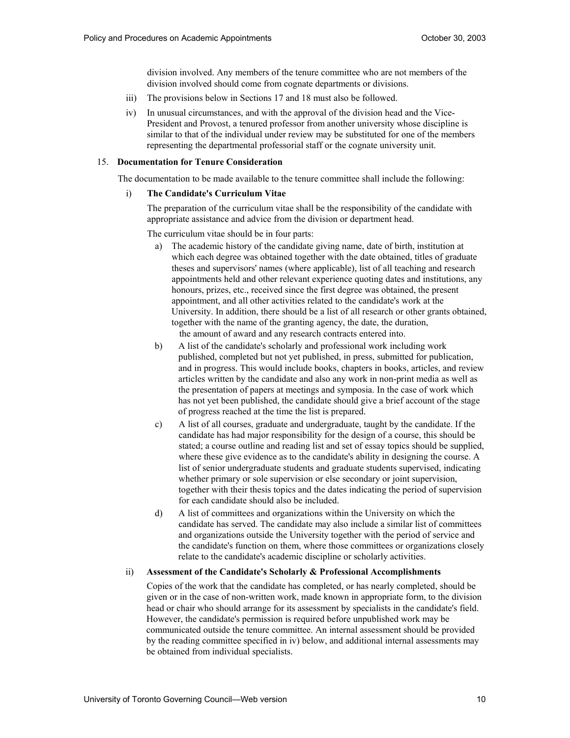division involved. Any members of the tenure committee who are not members of the division involved should come from cognate departments or divisions.

iii) The provisions below in Sections 17 and 18 must also be followed.

iv) In unusual circumstances, and with the approval of the division head and the Vice-President and Provost, a tenured professor from another university whose discipline is similar to that of the individual under review may be substituted for one of the members representing the departmental professorial staff or the cognate university unit.

15. **Documentation for Tenure Consideration**

The documentation to be made available to the tenure committee shall include the following:

i) **The Candidate's Curriculum Vitae**

The preparation of the curriculum vitae shall be the responsibility of the candidate with appropriate assistance and advice from the division or department head.

The curriculum vitae should be in four parts:

a) The academic history of the candidate giving name, date of birth, institution at which each degree was obtained together with the date obtained, titles of graduate theses and supervisors' names (where applicable), list of all teaching and research appointments held and other relevant experience quoting dates and institutions, any honours, prizes, etc., received since the first degree was obtained, the present appointment, and all other activities related to the candidate's work at the University. In addition, there should be a list of all research or other grants obtained, together with the name of the granting agency, the date, the duration, the amount of award and any research contracts entered into.

b) A list of the candidate's scholarly and professional work including work published, completed but not yet published, in press, submitted for publication, and in progress. This would include books, chapters in books, articles, and review articles written by the candidate and also any work in non-print media as well as the presentation of papers at meetings and symposia. In the case of work which has not yet been published, the candidate should give a brief account of the stage of progress reached at the time the list is prepared.

c) A list of all courses, graduate and undergraduate, taught by the candidate. If the candidate has had major responsibility for the design of a course, this should be stated; a course outline and reading list and set of essay topics should be supplied, where these give evidence as to the candidate's ability in designing the course. A list of senior undergraduate students and graduate students supervised, indicating whether primary or sole supervision or else secondary or joint supervision, together with their thesis topics and the dates indicating the period of supervision for each candidate should also be included.

d) A list of committees and organizations within the University on which the candidate has served. The candidate may also include a similar list of committees and organizations outside the University together with the period of service and the candidate's function on them, where those committees or organizations closely relate to the candidate's academic discipline or scholarly activities.

ii) **Assessment of the Candidate's Scholarly & Professional Accomplishments**

Copies of the work that the candidate has completed, or has nearly completed, should be given or in the case of non-written work, made known in appropriate form, to the division head or chair who should arrange for its assessment by specialists in the candidate's field. However, the candidate's permission is required before unpublished work may be communicated outside the tenure committee. An internal assessment should be provided by the reading committee specified in iv) below, and additional internal assessments may be obtained from individual specialists.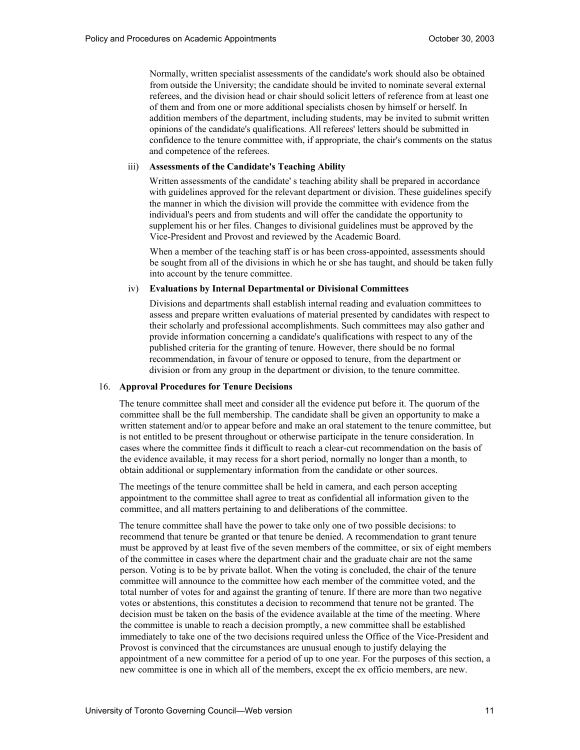Normally, written specialist assessments of the candidate's work should also be obtained from outside the University; the candidate should be invited to nominate several external referees, and the division head or chair should solicit letters of reference from at least one of them and from one or more additional specialists chosen by himself or herself. In addition members of the department, including students, may be invited to submit written opinions of the candidate's qualifications. All referees' letters should be submitted in confidence to the tenure committee with, if appropriate, the chair's comments on the status and competence of the referees.

iii) **Assessments of the Candidate's Teaching Ability**

Written assessments of the candidate' s teaching ability shall be prepared in accordance with guidelines approved for the relevant department or division. These guidelines specify the manner in which the division will provide the committee with evidence from the individual's peers and from students and will offer the candidate the opportunity to supplement his or her files. Changes to divisional guidelines must be approved by the Vice-President and Provost and reviewed by the Academic Board.

When a member of the teaching staff is or has been cross-appointed, assessments should be sought from all of the divisions in which he or she has taught, and should be taken fully into account by the tenure committee.

iv) **Evaluations by Internal Departmental or Divisional Committees**

Divisions and departments shall establish internal reading and evaluation committees to assess and prepare written evaluations of material presented by candidates with respect to their scholarly and professional accomplishments. Such committees may also gather and provide information concerning a candidate's qualifications with respect to any of the published criteria for the granting of tenure. However, there should be no formal recommendation, in favour of tenure or opposed to tenure, from the department or division or from any group in the department or division, to the tenure committee.

16. **Approval Procedures for Tenure Decisions**

The tenure committee shall meet and consider all the evidence put before it. The quorum of the committee shall be the full membership. The candidate shall be given an opportunity to make a written statement and/or to appear before and make an oral statement to the tenure committee, but is not entitled to be present throughout or otherwise participate in the tenure consideration. In cases where the committee finds it difficult to reach a clear-cut recommendation on the basis of the evidence available, it may recess for a short period, normally no longer than a month, to obtain additional or supplementary information from the candidate or other sources.

The meetings of the tenure committee shall be held in camera, and each person accepting appointment to the committee shall agree to treat as confidential all information given to the committee, and all matters pertaining to and deliberations of the committee.

The tenure committee shall have the power to take only one of two possible decisions: to recommend that tenure be granted or that tenure be denied. A recommendation to grant tenure must be approved by at least five of the seven members of the committee, or six of eight members of the committee in cases where the department chair and the graduate chair are not the same person. Voting is to be by private ballot. When the voting is concluded, the chair of the tenure committee will announce to the committee how each member of the committee voted, and the total number of votes for and against the granting of tenure. If there are more than two negative votes or abstentions, this constitutes a decision to recommend that tenure not be granted. The decision must be taken on the basis of the evidence available at the time of the meeting. Where the committee is unable to reach a decision promptly, a new committee shall be established immediately to take one of the two decisions required unless the Office of the Vice-President and Provost is convinced that the circumstances are unusual enough to justify delaying the appointment of a new committee for a period of up to one year. For the purposes of this section, a new committee is one in which all of the members, except the ex officio members, are new.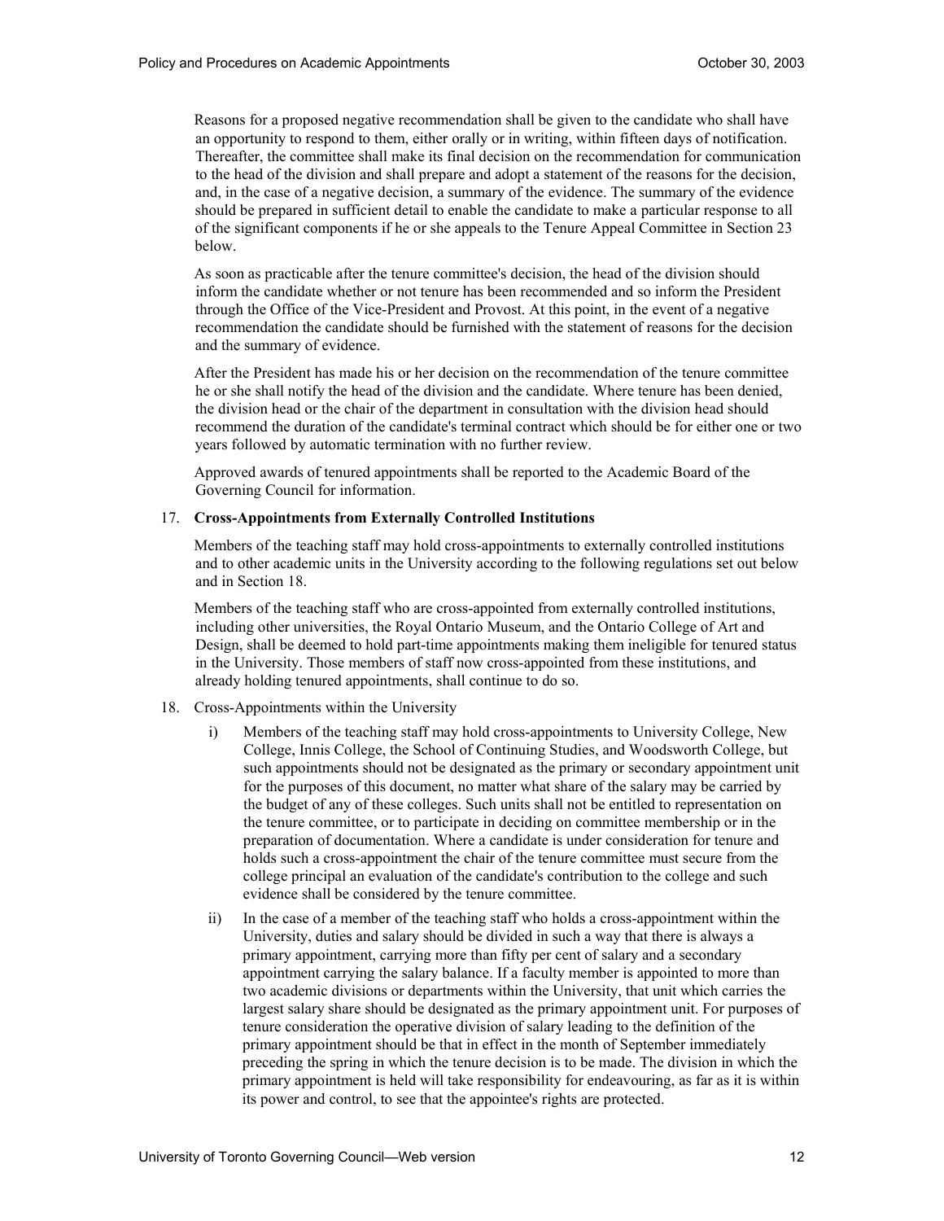Reasons for a proposed negative recommendation shall be given to the candidate who shall have an opportunity to respond to them, either orally or in writing, within fifteen days of notification. Thereafter, the committee shall make its final decision on the recommendation for communication to the head of the division and shall prepare and adopt a statement of the reasons for the decision, and, in the case of a negative decision, a summary of the evidence. The summary of the evidence should be prepared in sufficient detail to enable the candidate to make a particular response to all of the significant components if he or she appeals to the Tenure Appeal Committee in Section 23 below.

As soon as practicable after the tenure committee's decision, the head of the division should inform the candidate whether or not tenure has been recommended and so inform the President through the Office of the Vice-President and Provost. At this point, in the event of a negative recommendation the candidate should be furnished with the statement of reasons for the decision and the summary of evidence.

After the President has made his or her decision on the recommendation of the tenure committee he or she shall notify the head of the division and the candidate. Where tenure has been denied, the division head or the chair of the department in consultation with the division head should recommend the duration of the candidate's terminal contract which should be for either one or two years followed by automatic termination with no further review.

Approved awards of tenured appointments shall be reported to the Academic Board of the Governing Council for information.

17. **Cross-Appointments from Externally Controlled Institutions**

Members of the teaching staff may hold cross-appointments to externally controlled institutions and to other academic units in the University according to the following regulations set out below and in Section 18.

Members of the teaching staff who are cross-appointed from externally controlled institutions, including other universities, the Royal Ontario Museum, and the Ontario College of Art and Design, shall be deemed to hold part-time appointments making them ineligible for tenured status in the University. Those members of staff now cross-appointed from these institutions, and already holding tenured appointments, shall continue to do so.

18. Cross-Appointments within the University

i) Members of the teaching staff may hold cross-appointments to University College, New College, Innis College, the School of Continuing Studies, and Woodsworth College, but such appointments should not be designated as the primary or secondary appointment unit for the purposes of this document, no matter what share of the salary may be carried by the budget of any of these colleges. Such units shall not be entitled to representation on the tenure committee, or to participate in deciding on committee membership or in the preparation of documentation. Where a candidate is under consideration for tenure and holds such a cross-appointment the chair of the tenure committee must secure from the college principal an evaluation of the candidate's contribution to the college and such evidence shall be considered by the tenure committee.

ii) In the case of a member of the teaching staff who holds a cross-appointment within the University, duties and salary should be divided in such a way that there is always a primary appointment, carrying more than fifty per cent of salary and a secondary appointment carrying the salary balance. If a faculty member is appointed to more than two academic divisions or departments within the University, that unit which carries the largest salary share should be designated as the primary appointment unit. For purposes of tenure consideration the operative division of salary leading to the definition of the primary appointment should be that in effect in the month of September immediately preceding the spring in which the tenure decision is to be made. The division in which the primary appointment is held will take responsibility for endeavouring, as far as it is within its power and control, to see that the appointee's rights are protected.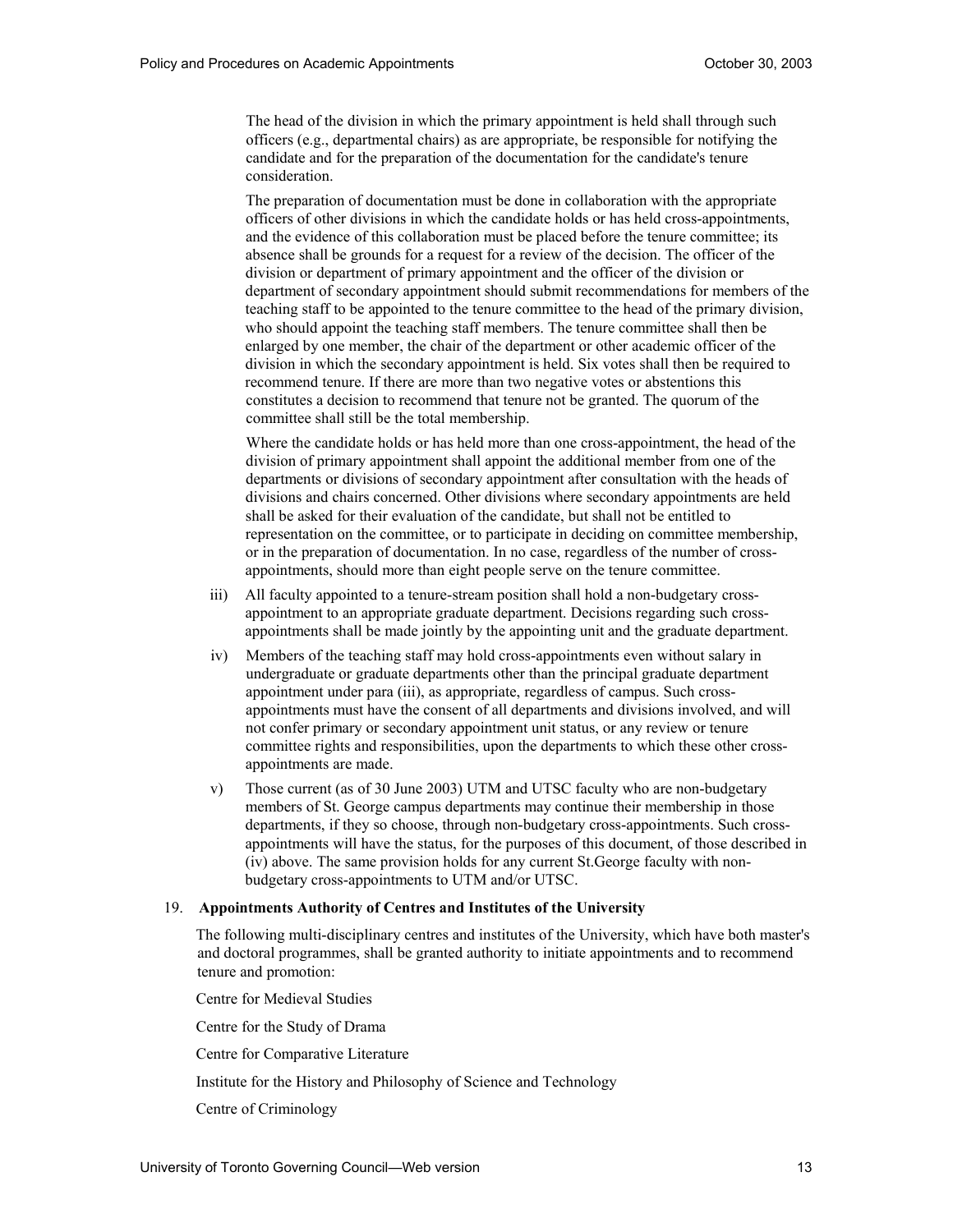The head of the division in which the primary appointment is held shall through such officers (e.g., departmental chairs) as are appropriate, be responsible for notifying the candidate and for the preparation of the documentation for the candidate's tenure consideration.

The preparation of documentation must be done in collaboration with the appropriate officers of other divisions in which the candidate holds or has held cross-appointments, and the evidence of this collaboration must be placed before the tenure committee; its absence shall be grounds for a request for a review of the decision. The officer of the division or department of primary appointment and the officer of the division or department of secondary appointment should submit recommendations for members of the teaching staff to be appointed to the tenure committee to the head of the primary division, who should appoint the teaching staff members. The tenure committee shall then be enlarged by one member, the chair of the department or other academic officer of the division in which the secondary appointment is held. Six votes shall then be required to recommend tenure. If there are more than two negative votes or abstentions this constitutes a decision to recommend that tenure not be granted. The quorum of the committee shall still be the total membership.

Where the candidate holds or has held more than one cross-appointment, the head of the division of primary appointment shall appoint the additional member from one of the departments or divisions of secondary appointment after consultation with the heads of divisions and chairs concerned. Other divisions where secondary appointments are held shall be asked for their evaluation of the candidate, but shall not be entitled to representation on the committee, or to participate in deciding on committee membership, or in the preparation of documentation. In no case, regardless of the number of cross-appointments, should more than eight people serve on the tenure committee.

iii) All faculty appointed to a tenure-stream position shall hold a non-budgetary cross-appointment to an appropriate graduate department. Decisions regarding such cross-appointments shall be made jointly by the appointing unit and the graduate department.

iv) Members of the teaching staff may hold cross-appointments even without salary in undergraduate or graduate departments other than the principal graduate department appointment under para (iii), as appropriate, regardless of campus. Such cross-appointments must have the consent of all departments and divisions involved, and will not confer primary or secondary appointment unit status, or any review or tenure committee rights and responsibilities, upon the departments to which these other cross-appointments are made.

v) Those current (as of 30 June 2003) UTM and UTSC faculty who are non-budgetary members of St. George campus departments may continue their membership in those departments, if they so choose, through non-budgetary cross-appointments. Such cross-appointments will have the status, for the purposes of this document, of those described in (iv) above. The same provision holds for any current St.George faculty with non-budgetary cross-appointments to UTM and/or UTSC.

## 19. Appointments Authority of Centres and Institutes of the University

The following multi-disciplinary centres and institutes of the University, which have both master's and doctoral programmes, shall be granted authority to initiate appointments and to recommend tenure and promotion:

Centre for Medieval Studies

Centre for the Study of Drama

Centre for Comparative Literature

Institute for the History and Philosophy of Science and Technology

Centre of Criminology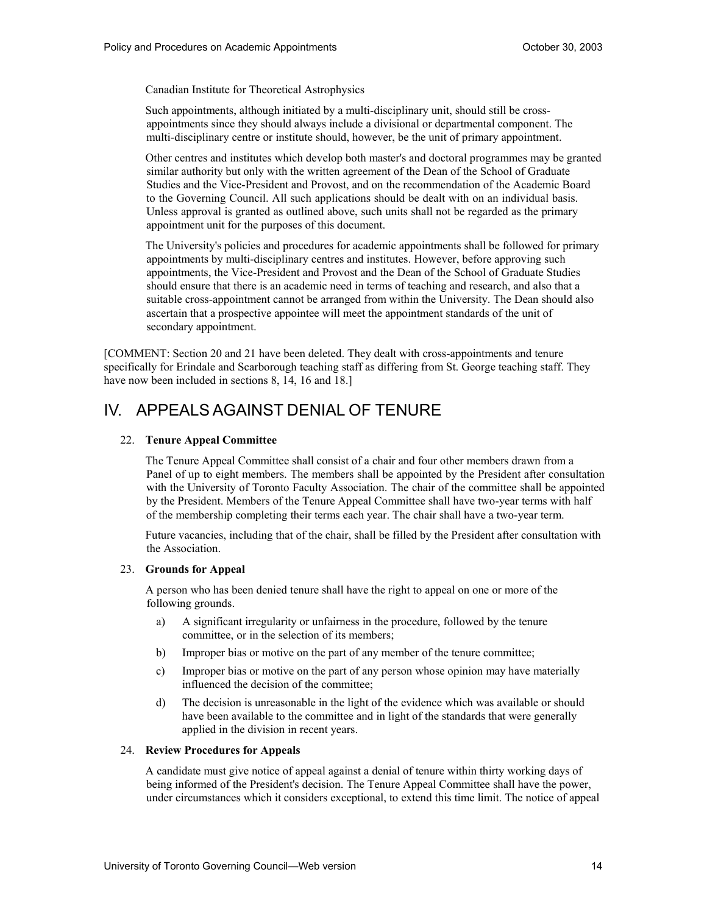Canadian Institute for Theoretical Astrophysics

Such appointments, although initiated by a multi-disciplinary unit, should still be cross-appointments since they should always include a divisional or departmental component. The multi-disciplinary centre or institute should, however, be the unit of primary appointment.

Other centres and institutes which develop both master's and doctoral programmes may be granted similar authority but only with the written agreement of the Dean of the School of Graduate Studies and the Vice-President and Provost, and on the recommendation of the Academic Board to the Governing Council. All such applications should be dealt with on an individual basis. Unless approval is granted as outlined above, such units shall not be regarded as the primary appointment unit for the purposes of this document.

The University's policies and procedures for academic appointments shall be followed for primary appointments by multi-disciplinary centres and institutes. However, before approving such appointments, the Vice-President and Provost and the Dean of the School of Graduate Studies should ensure that there is an academic need in terms of teaching and research, and also that a suitable cross-appointment cannot be arranged from within the University. The Dean should also ascertain that a prospective appointee will meet the appointment standards of the unit of secondary appointment.

[COMMENT: Section 20 and 21 have been deleted. They dealt with cross-appointments and tenure specifically for Erindale and Scarborough teaching staff as differing from St. George teaching staff. They have now been included in sections 8, 14, 16 and 18.]

# IV. APPEALS AGAINST DENIAL OF TENURE

22. **Tenure Appeal Committee**

The Tenure Appeal Committee shall consist of a chair and four other members drawn from a Panel of up to eight members. The members shall be appointed by the President after consultation with the University of Toronto Faculty Association. The chair of the committee shall be appointed by the President. Members of the Tenure Appeal Committee shall have two-year terms with half of the membership completing their terms each year. The chair shall have a two-year term.

Future vacancies, including that of the chair, shall be filled by the President after consultation with the Association.

23. **Grounds for Appeal**

A person who has been denied tenure shall have the right to appeal on one or more of the following grounds.

a) A significant irregularity or unfairness in the procedure, followed by the tenure committee, or in the selection of its members;

b) Improper bias or motive on the part of any member of the tenure committee;

c) Improper bias or motive on the part of any person whose opinion may have materially influenced the decision of the committee;

d) The decision is unreasonable in the light of the evidence which was available or should have been available to the committee and in light of the standards that were generally applied in the division in recent years.

24. **Review Procedures for Appeals**

A candidate must give notice of appeal against a denial of tenure within thirty working days of being informed of the President's decision. The Tenure Appeal Committee shall have the power, under circumstances which it considers exceptional, to extend this time limit. The notice of appeal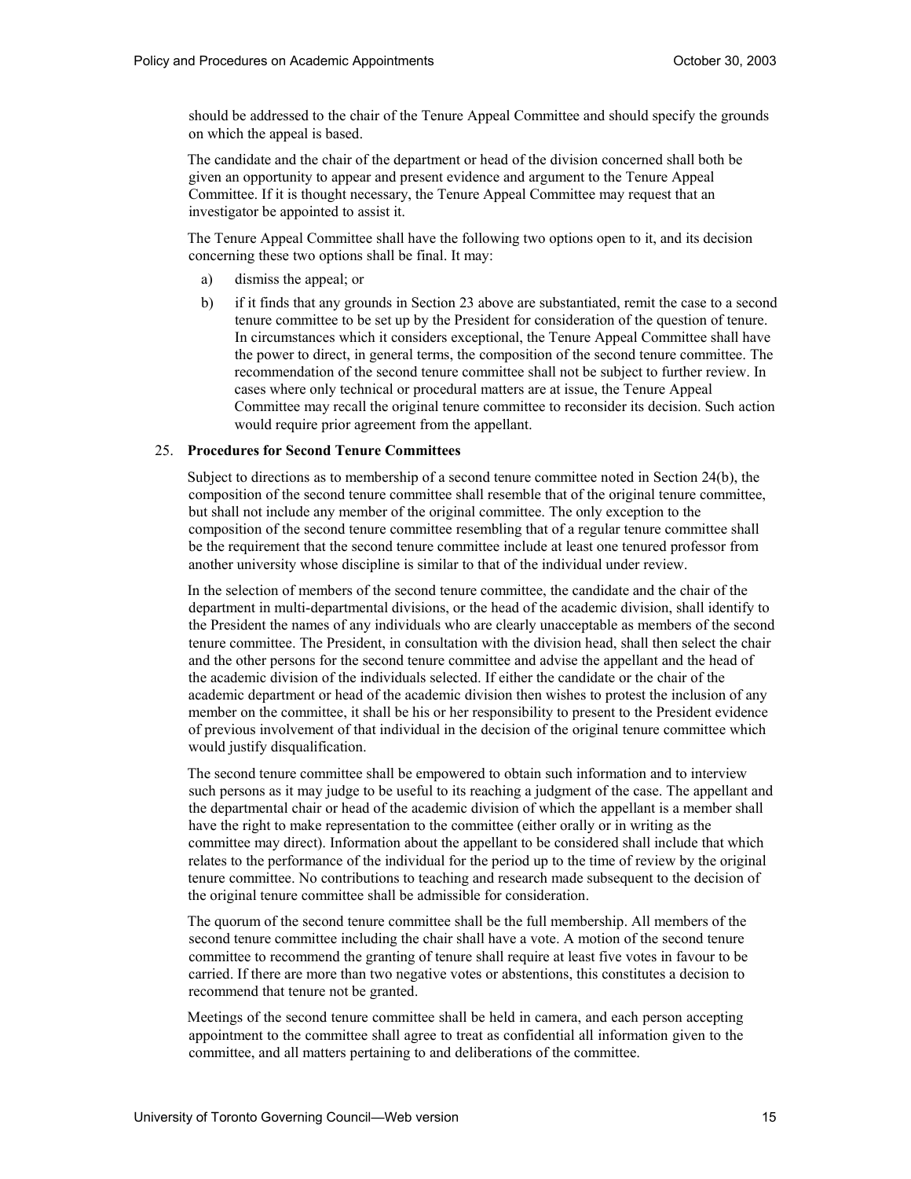should be addressed to the chair of the Tenure Appeal Committee and should specify the grounds on which the appeal is based.

The candidate and the chair of the department or head of the division concerned shall both be given an opportunity to appear and present evidence and argument to the Tenure Appeal Committee. If it is thought necessary, the Tenure Appeal Committee may request that an investigator be appointed to assist it.

The Tenure Appeal Committee shall have the following two options open to it, and its decision concerning these two options shall be final. It may:

a) dismiss the appeal; or

b) if it finds that any grounds in Section 23 above are substantiated, remit the case to a second tenure committee to be set up by the President for consideration of the question of tenure. In circumstances which it considers exceptional, the Tenure Appeal Committee shall have the power to direct, in general terms, the composition of the second tenure committee. The recommendation of the second tenure committee shall not be subject to further review. In cases where only technical or procedural matters are at issue, the Tenure Appeal Committee may recall the original tenure committee to reconsider its decision. Such action would require prior agreement from the appellant.

25. **Procedures for Second Tenure Committees**

Subject to directions as to membership of a second tenure committee noted in Section 24(b), the composition of the second tenure committee shall resemble that of the original tenure committee, but shall not include any member of the original committee. The only exception to the composition of the second tenure committee resembling that of a regular tenure committee shall be the requirement that the second tenure committee include at least one tenured professor from another university whose discipline is similar to that of the individual under review.

In the selection of members of the second tenure committee, the candidate and the chair of the department in multi-departmental divisions, or the head of the academic division, shall identify to the President the names of any individuals who are clearly unacceptable as members of the second tenure committee. The President, in consultation with the division head, shall then select the chair and the other persons for the second tenure committee and advise the appellant and the head of the academic division of the individuals selected. If either the candidate or the chair of the academic department or head of the academic division then wishes to protest the inclusion of any member on the committee, it shall be his or her responsibility to present to the President evidence of previous involvement of that individual in the decision of the original tenure committee which would justify disqualification.

The second tenure committee shall be empowered to obtain such information and to interview such persons as it may judge to be useful to its reaching a judgment of the case. The appellant and the departmental chair or head of the academic division of which the appellant is a member shall have the right to make representation to the committee (either orally or in writing as the committee may direct). Information about the appellant to be considered shall include that which relates to the performance of the individual for the period up to the time of review by the original tenure committee. No contributions to teaching and research made subsequent to the decision of the original tenure committee shall be admissible for consideration.

The quorum of the second tenure committee shall be the full membership. All members of the second tenure committee including the chair shall have a vote. A motion of the second tenure committee to recommend the granting of tenure shall require at least five votes in favour to be carried. If there are more than two negative votes or abstentions, this constitutes a decision to recommend that tenure not be granted.

Meetings of the second tenure committee shall be held in camera, and each person accepting appointment to the committee shall agree to treat as confidential all information given to the committee, and all matters pertaining to and deliberations of the committee.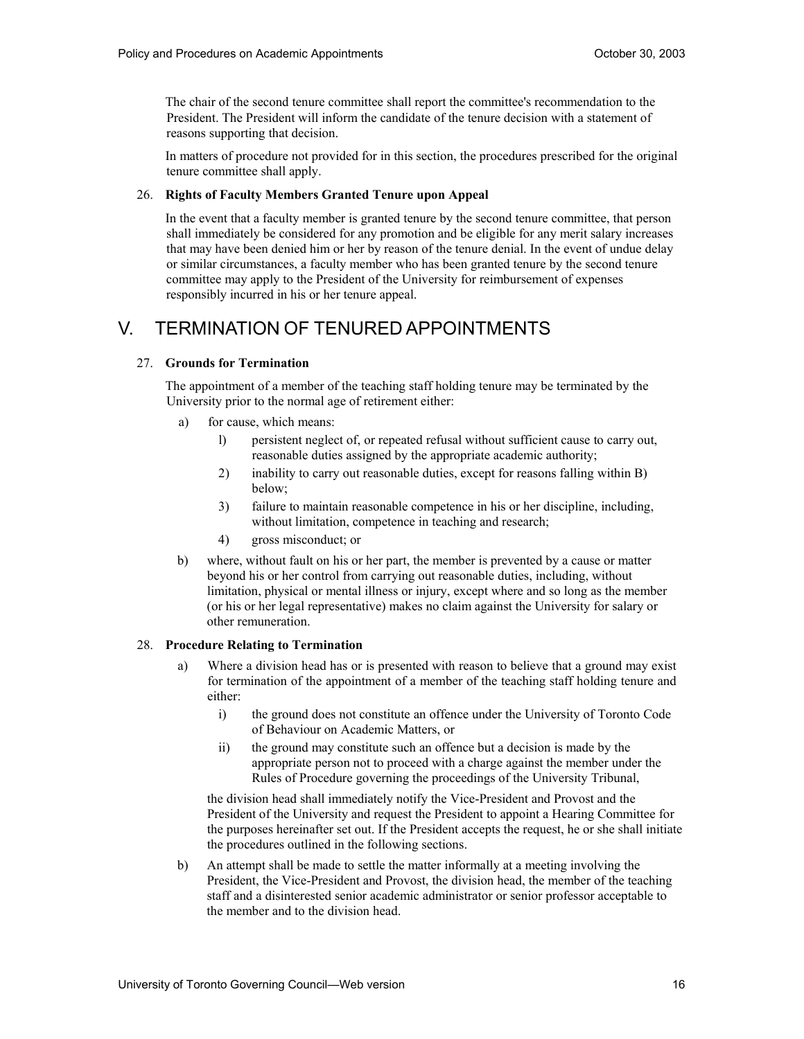The chair of the second tenure committee shall report the committee's recommendation to the President. The President will inform the candidate of the tenure decision with a statement of reasons supporting that decision.

In matters of procedure not provided for in this section, the procedures prescribed for the original tenure committee shall apply.

26. **Rights of Faculty Members Granted Tenure upon Appeal**

In the event that a faculty member is granted tenure by the second tenure committee, that person shall immediately be considered for any promotion and be eligible for any merit salary increases that may have been denied him or her by reason of the tenure denial. In the event of undue delay or similar circumstances, a faculty member who has been granted tenure by the second tenure committee may apply to the President of the University for reimbursement of expenses responsibly incurred in his or her tenure appeal.

# V. TERMINATION OF TENURED APPOINTMENTS

27. **Grounds for Termination**

The appointment of a member of the teaching staff holding tenure may be terminated by the University prior to the normal age of retirement either:

a) for cause, which means:
   l) persistent neglect of, or repeated refusal without sufficient cause to carry out, reasonable duties assigned by the appropriate academic authority;
   2) inability to carry out reasonable duties, except for reasons falling within B) below;
   3) failure to maintain reasonable competence in his or her discipline, including, without limitation, competence in teaching and research;
   4) gross misconduct; or

b) where, without fault on his or her part, the member is prevented by a cause or matter beyond his or her control from carrying out reasonable duties, including, without limitation, physical or mental illness or injury, except where and so long as the member (or his or her legal representative) makes no claim against the University for salary or other remuneration.

28. **Procedure Relating to Termination**

a) Where a division head has or is presented with reason to believe that a ground may exist for termination of the appointment of a member of the teaching staff holding tenure and either:
   i) the ground does not constitute an offence under the University of Toronto Code of Behaviour on Academic Matters, or
   ii) the ground may constitute such an offence but a decision is made by the appropriate person not to proceed with a charge against the member under the Rules of Procedure governing the proceedings of the University Tribunal,

   the division head shall immediately notify the Vice-President and Provost and the President of the University and request the President to appoint a Hearing Committee for the purposes hereinafter set out. If the President accepts the request, he or she shall initiate the procedures outlined in the following sections.

b) An attempt shall be made to settle the matter informally at a meeting involving the President, the Vice-President and Provost, the division head, the member of the teaching staff and a disinterested senior academic administrator or senior professor acceptable to the member and to the division head.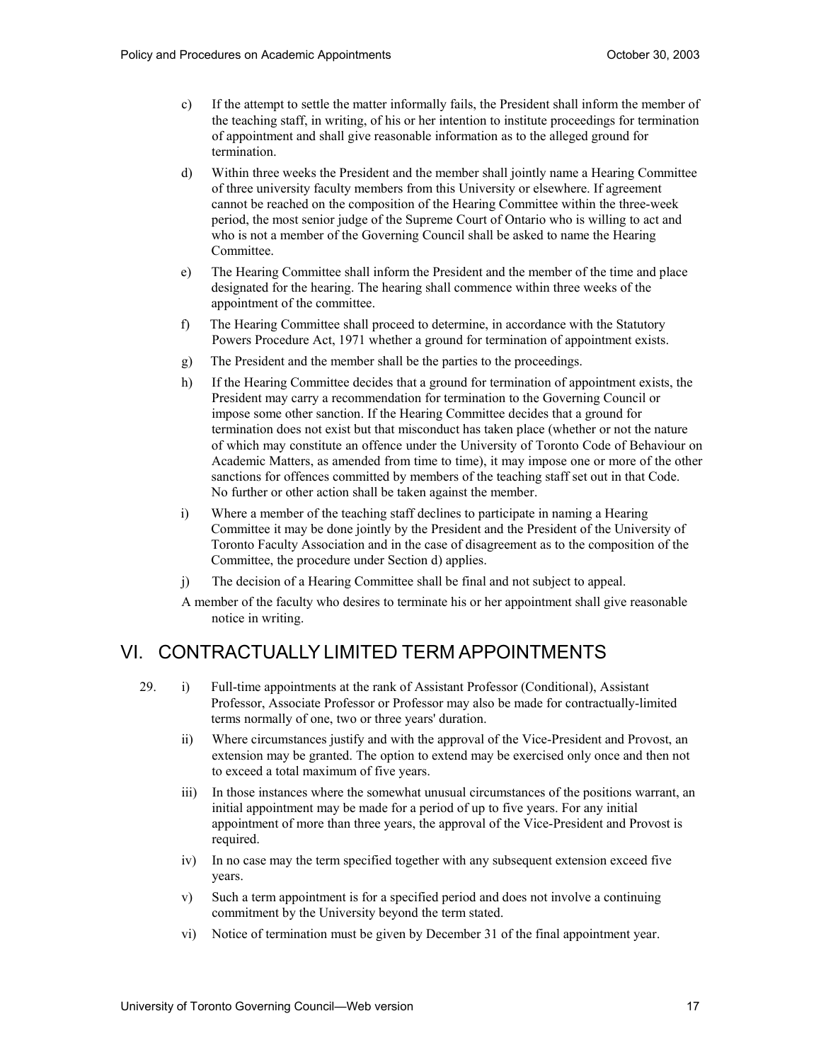c) If the attempt to settle the matter informally fails, the President shall inform the member of the teaching staff, in writing, of his or her intention to institute proceedings for termination of appointment and shall give reasonable information as to the alleged ground for termination.

d) Within three weeks the President and the member shall jointly name a Hearing Committee of three university faculty members from this University or elsewhere. If agreement cannot be reached on the composition of the Hearing Committee within the three-week period, the most senior judge of the Supreme Court of Ontario who is willing to act and who is not a member of the Governing Council shall be asked to name the Hearing Committee.

e) The Hearing Committee shall inform the President and the member of the time and place designated for the hearing. The hearing shall commence within three weeks of the appointment of the committee.

f) The Hearing Committee shall proceed to determine, in accordance with the Statutory Powers Procedure Act, 1971 whether a ground for termination of appointment exists.

g) The President and the member shall be the parties to the proceedings.

h) If the Hearing Committee decides that a ground for termination of appointment exists, the President may carry a recommendation for termination to the Governing Council or impose some other sanction. If the Hearing Committee decides that a ground for termination does not exist but that misconduct has taken place (whether or not the nature of which may constitute an offence under the University of Toronto Code of Behaviour on Academic Matters, as amended from time to time), it may impose one or more of the other sanctions for offences committed by members of the teaching staff set out in that Code. No further or other action shall be taken against the member.

i) Where a member of the teaching staff declines to participate in naming a Hearing Committee it may be done jointly by the President and the President of the University of Toronto Faculty Association and in the case of disagreement as to the composition of the Committee, the procedure under Section d) applies.

j) The decision of a Hearing Committee shall be final and not subject to appeal.

A member of the faculty who desires to terminate his or her appointment shall give reasonable notice in writing.

# VI. CONTRACTUALLY LIMITED TERM APPOINTMENTS

29. i) Full-time appointments at the rank of Assistant Professor (Conditional), Assistant Professor, Associate Professor or Professor may also be made for contractually-limited terms normally of one, two or three years' duration.

ii) Where circumstances justify and with the approval of the Vice-President and Provost, an extension may be granted. The option to extend may be exercised only once and then not to exceed a total maximum of five years.

iii) In those instances where the somewhat unusual circumstances of the positions warrant, an initial appointment may be made for a period of up to five years. For any initial appointment of more than three years, the approval of the Vice-President and Provost is required.

iv) In no case may the term specified together with any subsequent extension exceed five years.

v) Such a term appointment is for a specified period and does not involve a continuing commitment by the University beyond the term stated.

vi) Notice of termination must be given by December 31 of the final appointment year.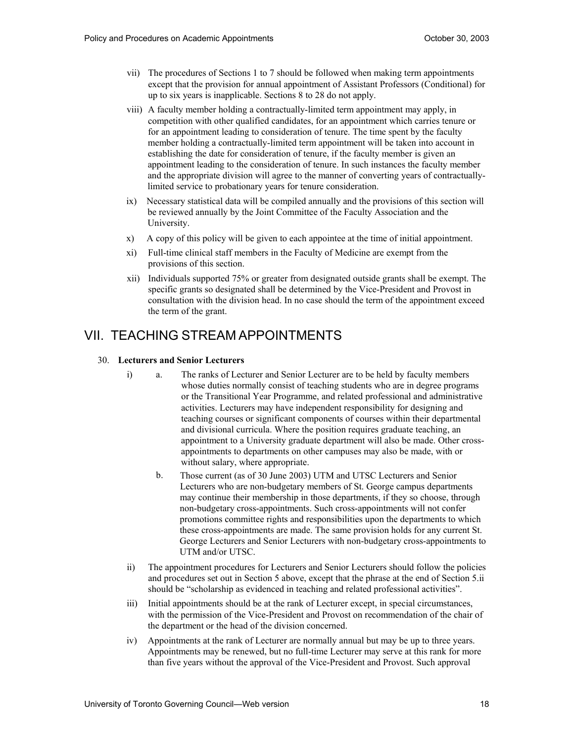vii) The procedures of Sections 1 to 7 should be followed when making term appointments except that the provision for annual appointment of Assistant Professors (Conditional) for up to six years is inapplicable. Sections 8 to 28 do not apply.

viii) A faculty member holding a contractually-limited term appointment may apply, in competition with other qualified candidates, for an appointment which carries tenure or for an appointment leading to consideration of tenure. The time spent by the faculty member holding a contractually-limited term appointment will be taken into account in establishing the date for consideration of tenure, if the faculty member is given an appointment leading to the consideration of tenure. In such instances the faculty member and the appropriate division will agree to the manner of converting years of contractually-limited service to probationary years for tenure consideration.

ix) Necessary statistical data will be compiled annually and the provisions of this section will be reviewed annually by the Joint Committee of the Faculty Association and the University.

x) A copy of this policy will be given to each appointee at the time of initial appointment.

xi) Full-time clinical staff members in the Faculty of Medicine are exempt from the provisions of this section.

xii) Individuals supported 75% or greater from designated outside grants shall be exempt. The specific grants so designated shall be determined by the Vice-President and Provost in consultation with the division head. In no case should the term of the appointment exceed the term of the grant.

# VII. TEACHING STREAM APPOINTMENTS

30. **Lecturers and Senior Lecturers**

i) a. The ranks of Lecturer and Senior Lecturer are to be held by faculty members whose duties normally consist of teaching students who are in degree programs or the Transitional Year Programme, and related professional and administrative activities. Lecturers may have independent responsibility for designing and teaching courses or significant components of courses within their departmental and divisional curricula. Where the position requires graduate teaching, an appointment to a University graduate department will also be made. Other cross-appointments to departments on other campuses may also be made, with or without salary, where appropriate.

b. Those current (as of 30 June 2003) UTM and UTSC Lecturers and Senior Lecturers who are non-budgetary members of St. George campus departments may continue their membership in those departments, if they so choose, through non-budgetary cross-appointments. Such cross-appointments will not confer promotions committee rights and responsibilities upon the departments to which these cross-appointments are made. The same provision holds for any current St. George Lecturers and Senior Lecturers with non-budgetary cross-appointments to UTM and/or UTSC.

ii) The appointment procedures for Lecturers and Senior Lecturers should follow the policies and procedures set out in Section 5 above, except that the phrase at the end of Section 5.ii should be "scholarship as evidenced in teaching and related professional activities".

iii) Initial appointments should be at the rank of Lecturer except, in special circumstances, with the permission of the Vice-President and Provost on recommendation of the chair of the department or the head of the division concerned.

iv) Appointments at the rank of Lecturer are normally annual but may be up to three years. Appointments may be renewed, but no full-time Lecturer may serve at this rank for more than five years without the approval of the Vice-President and Provost. Such approval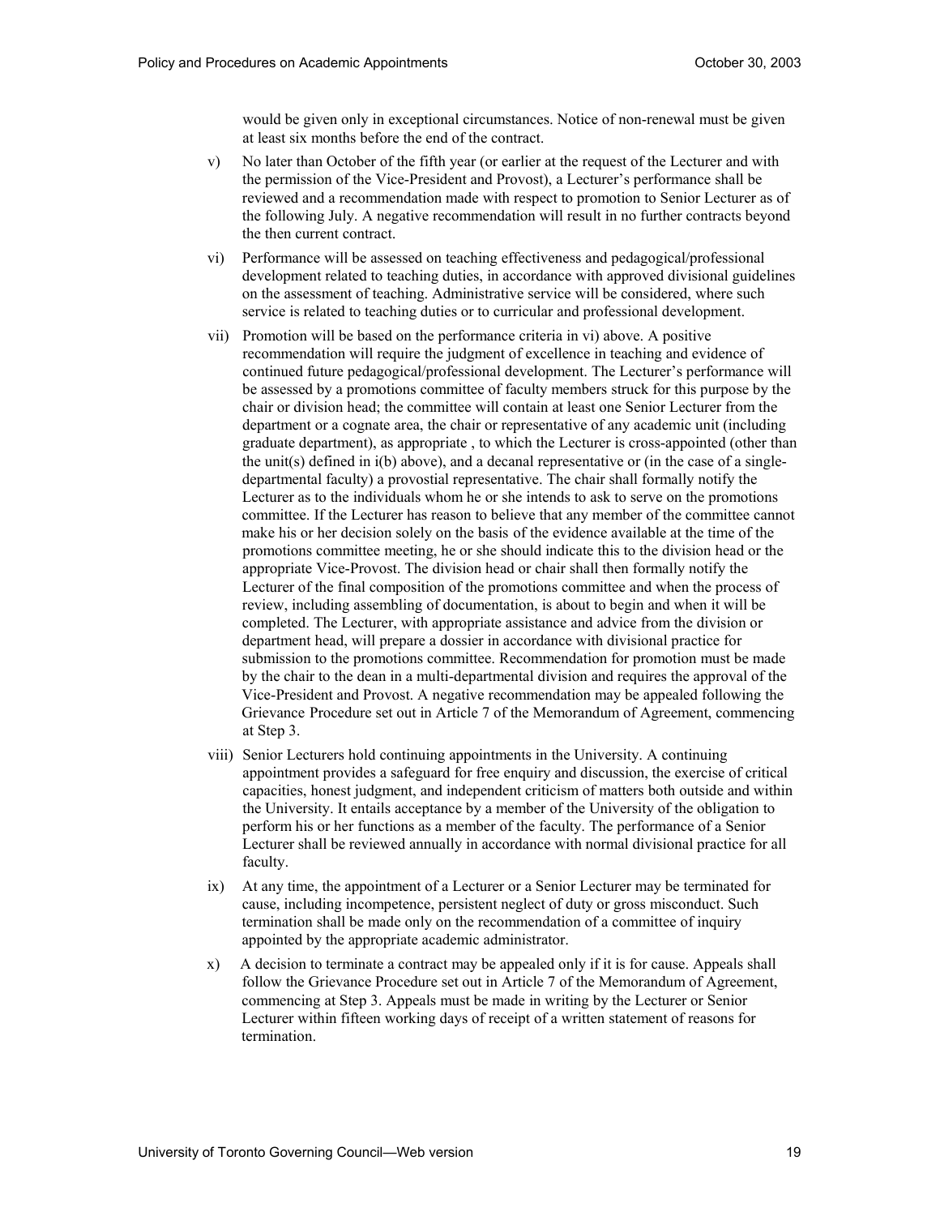would be given only in exceptional circumstances. Notice of non-renewal must be given at least six months before the end of the contract.

v) No later than October of the fifth year (or earlier at the request of the Lecturer and with the permission of the Vice-President and Provost), a Lecturer's performance shall be reviewed and a recommendation made with respect to promotion to Senior Lecturer as of the following July. A negative recommendation will result in no further contracts beyond the then current contract.

vi) Performance will be assessed on teaching effectiveness and pedagogical/professional development related to teaching duties, in accordance with approved divisional guidelines on the assessment of teaching. Administrative service will be considered, where such service is related to teaching duties or to curricular and professional development.

vii) Promotion will be based on the performance criteria in vi) above. A positive recommendation will require the judgment of excellence in teaching and evidence of continued future pedagogical/professional development. The Lecturer's performance will be assessed by a promotions committee of faculty members struck for this purpose by the chair or division head; the committee will contain at least one Senior Lecturer from the department or a cognate area, the chair or representative of any academic unit (including graduate department), as appropriate , to which the Lecturer is cross-appointed (other than the unit(s) defined in i(b) above), and a decanal representative or (in the case of a single-departmental faculty) a provostial representative. The chair shall formally notify the Lecturer as to the individuals whom he or she intends to ask to serve on the promotions committee. If the Lecturer has reason to believe that any member of the committee cannot make his or her decision solely on the basis of the evidence available at the time of the promotions committee meeting, he or she should indicate this to the division head or the appropriate Vice-Provost. The division head or chair shall then formally notify the Lecturer of the final composition of the promotions committee and when the process of review, including assembling of documentation, is about to begin and when it will be completed. The Lecturer, with appropriate assistance and advice from the division or department head, will prepare a dossier in accordance with divisional practice for submission to the promotions committee. Recommendation for promotion must be made by the chair to the dean in a multi-departmental division and requires the approval of the Vice-President and Provost. A negative recommendation may be appealed following the Grievance Procedure set out in Article 7 of the Memorandum of Agreement, commencing at Step 3.

viii) Senior Lecturers hold continuing appointments in the University. A continuing appointment provides a safeguard for free enquiry and discussion, the exercise of critical capacities, honest judgment, and independent criticism of matters both outside and within the University. It entails acceptance by a member of the University of the obligation to perform his or her functions as a member of the faculty. The performance of a Senior Lecturer shall be reviewed annually in accordance with normal divisional practice for all faculty.

ix) At any time, the appointment of a Lecturer or a Senior Lecturer may be terminated for cause, including incompetence, persistent neglect of duty or gross misconduct. Such termination shall be made only on the recommendation of a committee of inquiry appointed by the appropriate academic administrator.

x) A decision to terminate a contract may be appealed only if it is for cause. Appeals shall follow the Grievance Procedure set out in Article 7 of the Memorandum of Agreement, commencing at Step 3. Appeals must be made in writing by the Lecturer or Senior Lecturer within fifteen working days of receipt of a written statement of reasons for termination.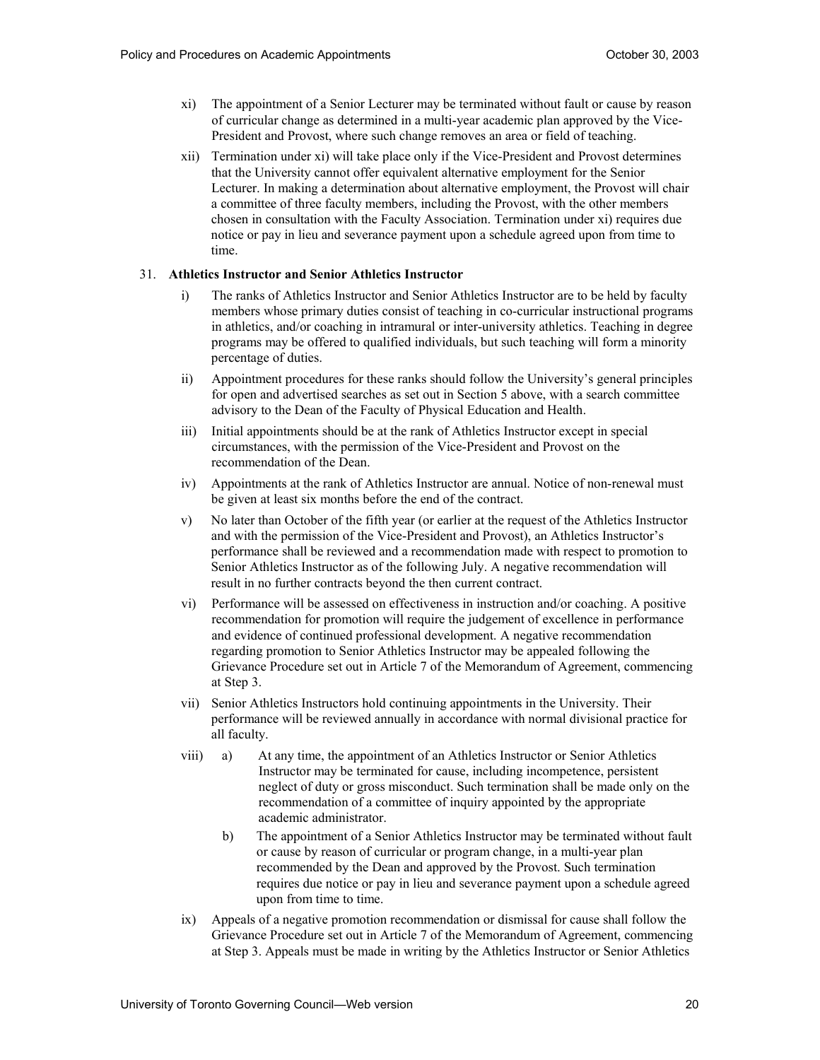xi) The appointment of a Senior Lecturer may be terminated without fault or cause by reason of curricular change as determined in a multi-year academic plan approved by the Vice-President and Provost, where such change removes an area or field of teaching.

xii) Termination under xi) will take place only if the Vice-President and Provost determines that the University cannot offer equivalent alternative employment for the Senior Lecturer. In making a determination about alternative employment, the Provost will chair a committee of three faculty members, including the Provost, with the other members chosen in consultation with the Faculty Association. Termination under xi) requires due notice or pay in lieu and severance payment upon a schedule agreed upon from time to time.

31. **Athletics Instructor and Senior Athletics Instructor**

i) The ranks of Athletics Instructor and Senior Athletics Instructor are to be held by faculty members whose primary duties consist of teaching in co-curricular instructional programs in athletics, and/or coaching in intramural or inter-university athletics. Teaching in degree programs may be offered to qualified individuals, but such teaching will form a minority percentage of duties.

ii) Appointment procedures for these ranks should follow the University's general principles for open and advertised searches as set out in Section 5 above, with a search committee advisory to the Dean of the Faculty of Physical Education and Health.

iii) Initial appointments should be at the rank of Athletics Instructor except in special circumstances, with the permission of the Vice-President and Provost on the recommendation of the Dean.

iv) Appointments at the rank of Athletics Instructor are annual. Notice of non-renewal must be given at least six months before the end of the contract.

v) No later than October of the fifth year (or earlier at the request of the Athletics Instructor and with the permission of the Vice-President and Provost), an Athletics Instructor's performance shall be reviewed and a recommendation made with respect to promotion to Senior Athletics Instructor as of the following July. A negative recommendation will result in no further contracts beyond the then current contract.

vi) Performance will be assessed on effectiveness in instruction and/or coaching. A positive recommendation for promotion will require the judgement of excellence in performance and evidence of continued professional development. A negative recommendation regarding promotion to Senior Athletics Instructor may be appealed following the Grievance Procedure set out in Article 7 of the Memorandum of Agreement, commencing at Step 3.

vii) Senior Athletics Instructors hold continuing appointments in the University. Their performance will be reviewed annually in accordance with normal divisional practice for all faculty.

viii)
   a) At any time, the appointment of an Athletics Instructor or Senior Athletics Instructor may be terminated for cause, including incompetence, persistent neglect of duty or gross misconduct. Such termination shall be made only on the recommendation of a committee of inquiry appointed by the appropriate academic administrator.

   b) The appointment of a Senior Athletics Instructor may be terminated without fault or cause by reason of curricular or program change, in a multi-year plan recommended by the Dean and approved by the Provost. Such termination requires due notice or pay in lieu and severance payment upon a schedule agreed upon from time to time.

ix) Appeals of a negative promotion recommendation or dismissal for cause shall follow the Grievance Procedure set out in Article 7 of the Memorandum of Agreement, commencing at Step 3. Appeals must be made in writing by the Athletics Instructor or Senior Athletics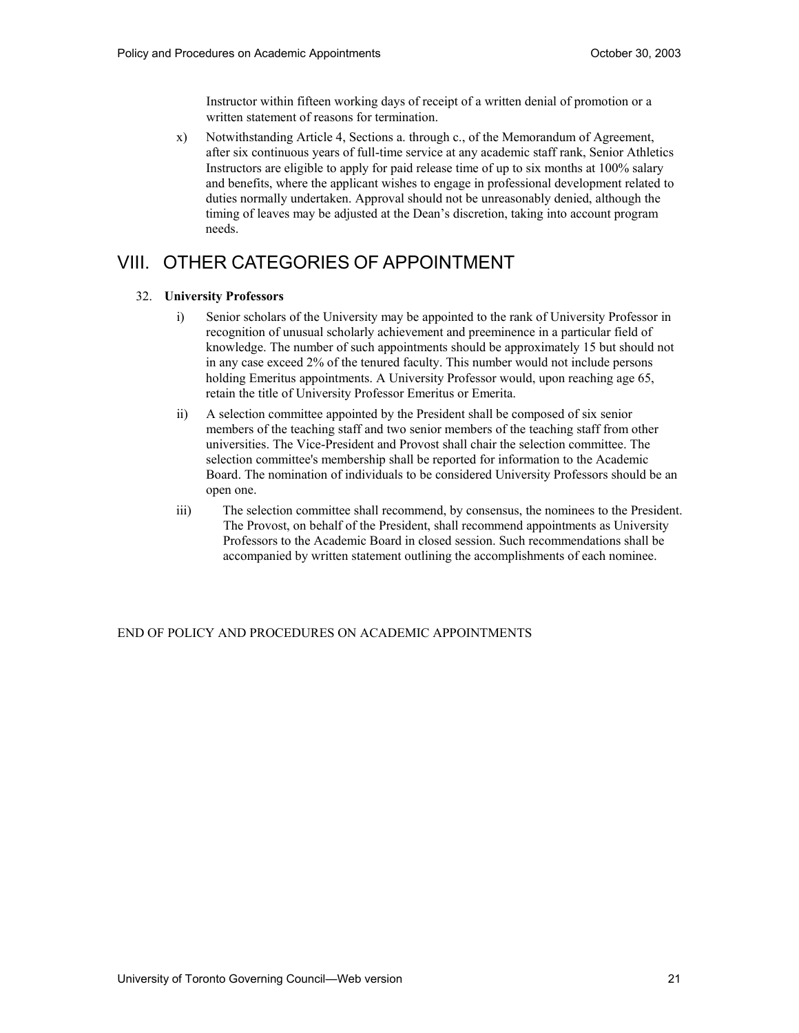Instructor within fifteen working days of receipt of a written denial of promotion or a written statement of reasons for termination.

x) Notwithstanding Article 4, Sections a. through c., of the Memorandum of Agreement, after six continuous years of full-time service at any academic staff rank, Senior Athletics Instructors are eligible to apply for paid release time of up to six months at 100% salary and benefits, where the applicant wishes to engage in professional development related to duties normally undertaken. Approval should not be unreasonably denied, although the timing of leaves may be adjusted at the Dean's discretion, taking into account program needs.

# VIII. OTHER CATEGORIES OF APPOINTMENT

32. **University Professors**

i) Senior scholars of the University may be appointed to the rank of University Professor in recognition of unusual scholarly achievement and preeminence in a particular field of knowledge. The number of such appointments should be approximately 15 but should not in any case exceed 2% of the tenured faculty. This number would not include persons holding Emeritus appointments. A University Professor would, upon reaching age 65, retain the title of University Professor Emeritus or Emerita.

ii) A selection committee appointed by the President shall be composed of six senior members of the teaching staff and two senior members of the teaching staff from other universities. The Vice-President and Provost shall chair the selection committee. The selection committee's membership shall be reported for information to the Academic Board. The nomination of individuals to be considered University Professors should be an open one.

iii) The selection committee shall recommend, by consensus, the nominees to the President. The Provost, on behalf of the President, shall recommend appointments as University Professors to the Academic Board in closed session. Such recommendations shall be accompanied by written statement outlining the accomplishments of each nominee.

END OF POLICY AND PROCEDURES ON ACADEMIC APPOINTMENTS